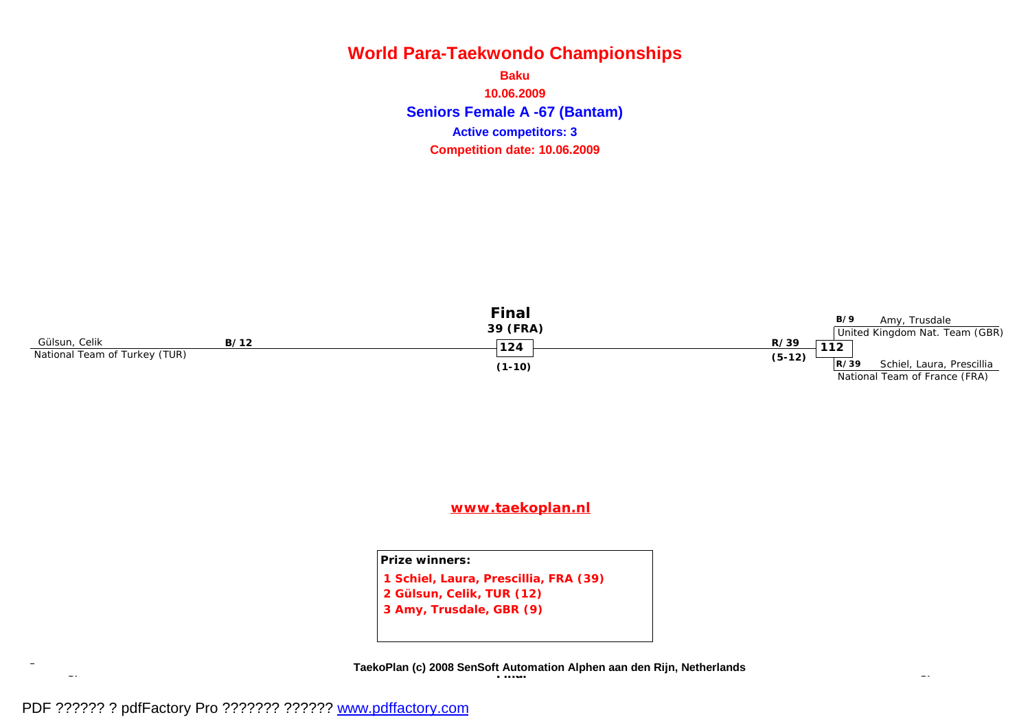# World Para-Taekwondo Championships

**Baku**

**10.06.2009**

## Seniors Female A -67 (Bantam)

**Active competitors: 3**

**Competition date: 10.06.2009**

### Final

**39 (FRA)**

Gülsun, Celik — **B/12**
National Team of Turkey (TUR)

**124**
**(1-10)**

**R/39**
**(5-12)**

**112**

**B/9** Amy, Trusdale
United Kingdom Nat. Team (GBR)

**R/39** Schiel, Laura, Prescillia
National Team of France (FRA)

**www.taekoplan.nl**

**Prize winners:**

1. **Schiel, Laura, Prescillia, FRA (39)**
2. **Gülsun, Celik, TUR (12)**
3. **Amy, Trusdale, GBR (9)**

**TaekoPlan (c) 2008 SenSoft Automation Alphen aan den Rijn, Netherlands**

PDF ?????? ? pdfFactory Pro ??????? ?????? www.pdffactory.com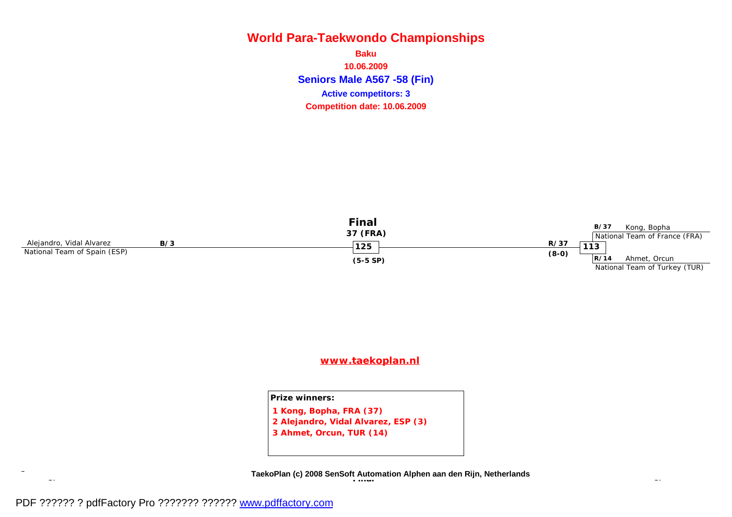# World Para-Taekwondo Championships

**Baku**

**10.06.2009**

## Seniors Male A567 -58 (Fin)

**Active competitors: 3**

**Competition date: 10.06.2009**

### Final

**37 (FRA)**

**125**

**(5-5 SP)**

Alejandro, Vidal Alvarez — **B/3**
National Team of Spain (ESP)

**R/37**
**(8-0)**

**113**

**B/37** Kong, Bopha
National Team of France (FRA)

**R/14** Ahmet, Orcun
National Team of Turkey (TUR)

**www.taekoplan.nl**

**Prize winners:**

**1 Kong, Bopha, FRA (37)**
**2 Alejandro, Vidal Alvarez, ESP (3)**
**3 Ahmet, Orcun, TUR (14)**

**TaekoPlan (c) 2008 SenSoft Automation Alphen aan den Rijn, Netherlands**

PDF ?????? ? pdfFactory Pro ??????? ?????? www.pdffactory.com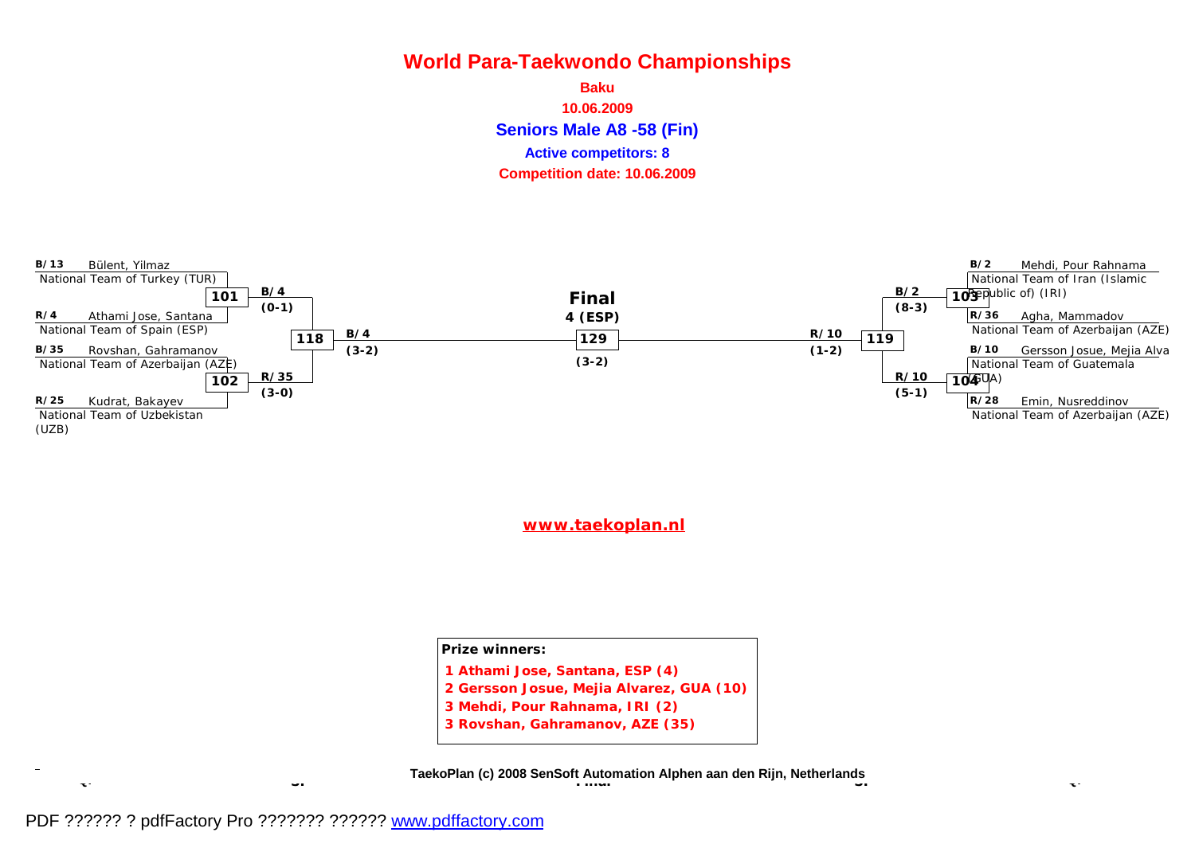# World Para-Taekwondo Championships

**Baku**

**10.06.2009**

**Seniors Male A8 -58 (Fin)**

**Active competitors: 8**

**Competition date: 10.06.2009**

B/13 Bülent, Yilmaz
National Team of Turkey (TUR)

**101** — B/4 (0-1)

R/4 Athami Jose, Santana
National Team of Spain (ESP)

**118** — B/4 (3-2)

B/35 Rovshan, Gahramanov
National Team of Azerbaijan (AZE)

**102** — R/35 (3-0)

R/25 Kudrat, Bakayev
National Team of Uzbekistan (UZB)

**Final**

**4 (ESP)**

**129**

(3-2)

B/2 Mehdi, Pour Rahnama
National Team of Iran (Islamic Republic of) (IRI)

**103** — B/2 (8-3)

R/36 Agha, Mammadov
National Team of Azerbaijan (AZE)

**119** — R/10 (1-2)

B/10 Gersson Josue, Mejia Alva
National Team of Guatemala (GUA)

**104** — R/10 (5-1)

R/28 Emin, Nusreddinov
National Team of Azerbaijan (AZE)

www.taekoplan.nl

**Prize winners:**

1 Athami Jose, Santana, ESP (4)
2 Gersson Josue, Mejia Alvarez, GUA (10)
3 Mehdi, Pour Rahnama, IRI (2)
3 Rovshan, Gahramanov, AZE (35)

TaekoPlan (c) 2008 SenSoft Automation Alphen aan den Rijn, Netherlands

PDF ?????? ? pdfFactory Pro ??????? ?????? www.pdffactory.com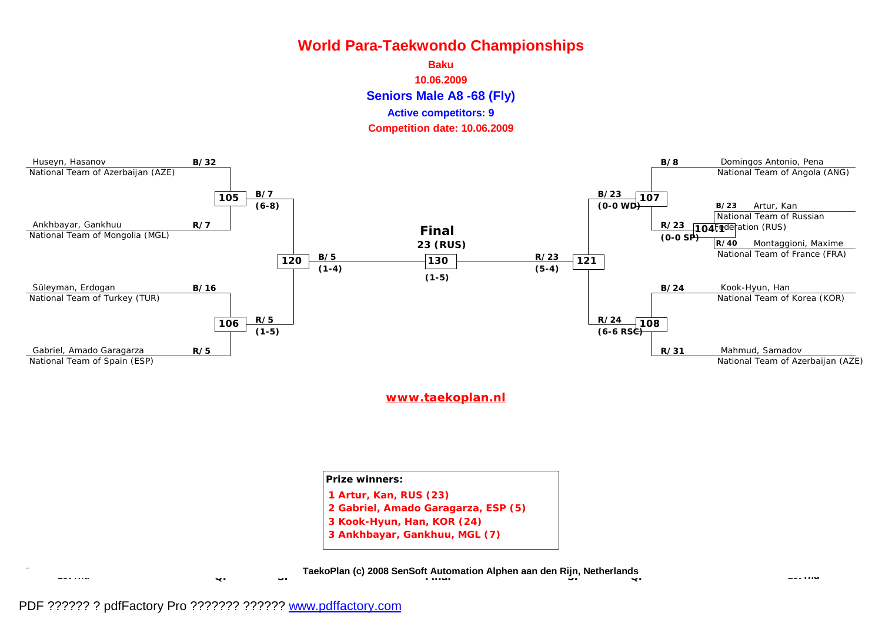# World Para-Taekwondo Championships

**Baku**

**10.06.2009**

## Seniors Male A8 -68 (Fly)

**Active competitors: 9**

**Competition date: 10.06.2009**

### Left side of bracket

| Competitor | Team | Draw | Match | Result | Match | Result |
|---|---|---|---|---|---|---|
| Huseyn, Hasanov | National Team of Azerbaijan (AZE) | B/32 | 105 | B/7 (6-8) | 120 | B/5 (1-4) |
| Ankhbayar, Gankhuu | National Team of Mongolia (MGL) | R/7 | | | | |
| Süleyman, Erdogan | National Team of Turkey (TUR) | B/16 | 106 | R/5 (1-5) | | |
| Gabriel, Amado Garagarza | National Team of Spain (ESP) | R/5 | | | | |

### Final

**130** — **23 (RUS)** (1-5)

### Right side of bracket

| Competitor | Team | Draw | Match | Result | Match | Result |
|---|---|---|---|---|---|---|
| Domingos Antonio, Pena | National Team of Angola (ANG) | B/8 | 107 | B/23 (0-0 WD) | 121 | R/23 (5-4) |
| Artur, Kan | National Team of Russian Federation (RUS) | B/23 | 104.1 | R/23 (0-0 SP) | | |
| Montaggioni, Maxime | National Team of France (FRA) | R/40 | | | | |
| Kook-Hyun, Han | National Team of Korea (KOR) | B/24 | 108 | R/24 (6-6 RSC) | | |
| Mahmud, Samadov | National Team of Azerbaijan (AZE) | R/31 | | | | |

www.taekoplan.nl

**Prize winners:**

1. Artur, Kan, RUS (23)
2. Gabriel, Amado Garagarza, ESP (5)
3. Kook-Hyun, Han, KOR (24)
3. Ankhbayar, Gankhuu, MGL (7)

TaekoPlan (c) 2008 SenSoft Automation Alphen aan den Rijn, Netherlands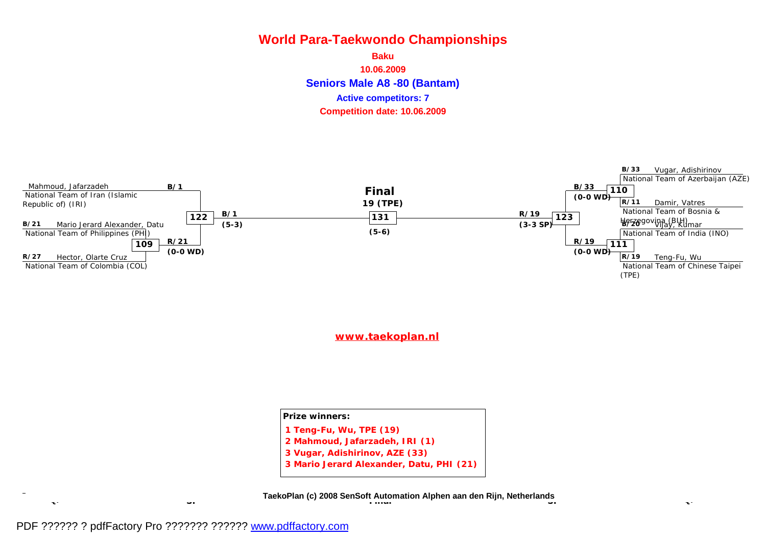# World Para-Taekwondo Championships

**Baku**

**10.06.2009**

**Seniors Male A8 -80 (Bantam)**

**Active competitors: 7**

**Competition date: 10.06.2009**

B/1 Mahmoud, Jafarzadeh
National Team of Iran (Islamic Republic of) (IRI)

B/21 Mario Jerard Alexander, Datu
National Team of Philippines (PHI)

R/27 Hector, Olarte Cruz
National Team of Colombia (COL)

109 — R/21 (0-0 WD)

122 — B/1 (5-3)

**Final**
**19 (TPE)**
131 — (5-6)

123 — R/19 (3-3 SP)

110 — B/33 (0-0 WD)

111 — R/19 (0-0 WD)

B/33 Vugar, Adishirinov
National Team of Azerbaijan (AZE)

R/11 Damir, Vatres
National Team of Bosnia & Herzegovina (BIH)

B/20 Vijay, Kumar
National Team of India (INO)

R/19 Teng-Fu, Wu
National Team of Chinese Taipei (TPE)

www.taekoplan.nl

**Prize winners:**

1. Teng-Fu, Wu, TPE (19)
2. Mahmoud, Jafarzadeh, IRI (1)
3. Vugar, Adishirinov, AZE (33)
3. Mario Jerard Alexander, Datu, PHI (21)

TaekoPlan (c) 2008 SenSoft Automation Alphen aan den Rijn, Netherlands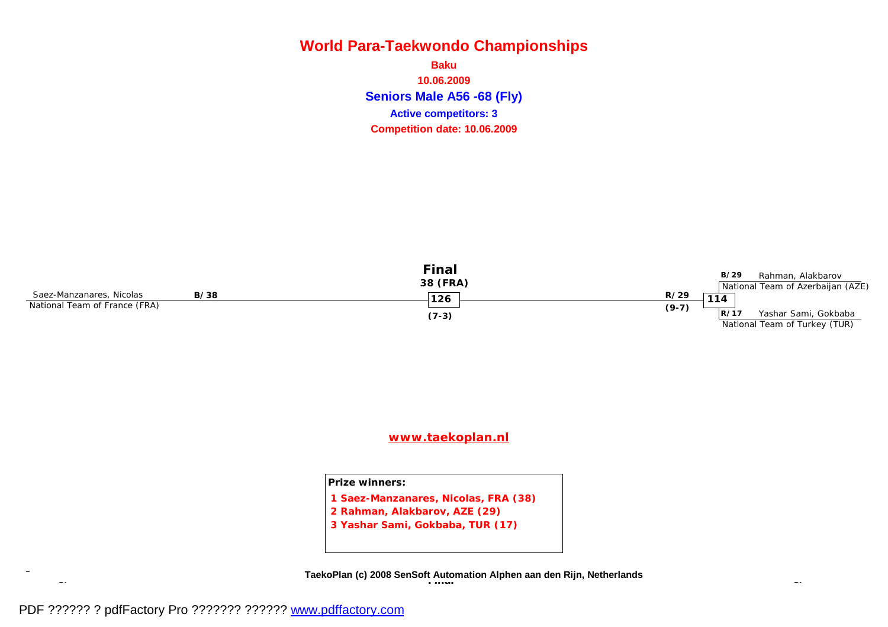# World Para-Taekwondo Championships

**Baku**

**10.06.2009**

**Seniors Male A56 -68 (Fly)**

**Active competitors: 3**

**Competition date: 10.06.2009**

**Final**

**38 (FRA)**

Saez-Manzanares, Nicolas — **B/38**
National Team of France (FRA)

**126**
**(7-3)**

**R/29**
**(9-7)**

**114**

**B/29** Rahman, Alakbarov
National Team of Azerbaijan (AZE)

**R/17** Yashar Sami, Gokbaba
National Team of Turkey (TUR)

www.taekoplan.nl

**Prize winners:**

1. Saez-Manzanares, Nicolas, FRA (38)
2. Rahman, Alakbarov, AZE (29)
3. Yashar Sami, Gokbaba, TUR (17)

**TaekoPlan (c) 2008 SenSoft Automation Alphen aan den Rijn, Netherlands**

PDF ?????? ? pdfFactory Pro ??????? ?????? www.pdffactory.com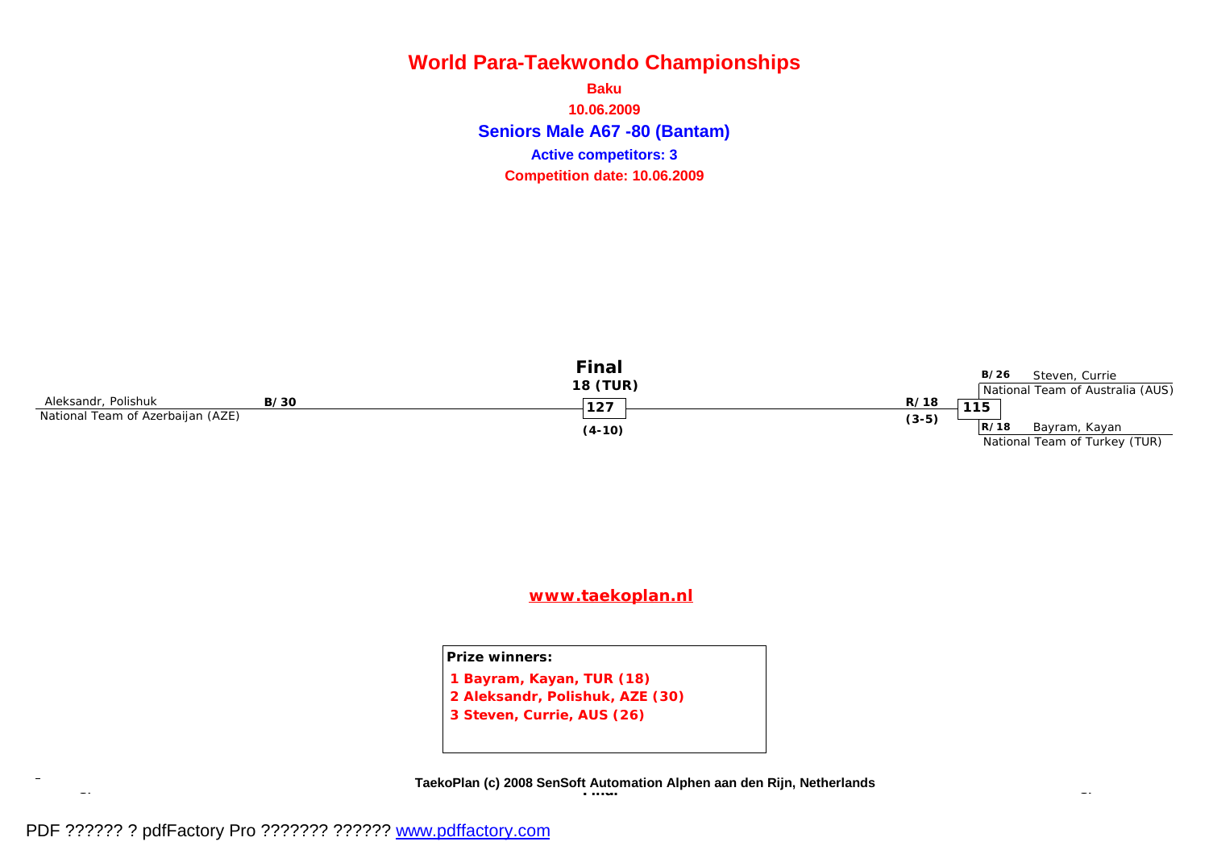# World Para-Taekwondo Championships

**Baku**

**10.06.2009**

## Seniors Male A67 -80 (Bantam)

**Active competitors: 3**

**Competition date: 10.06.2009**

**Final**

**18 (TUR)**

**127**

**(4-10)**

Aleksandr, Polishuk **B/30**
National Team of Azerbaijan (AZE)

**R/18**
**(3-5)**

**115**

**B/26** Steven, Currie
National Team of Australia (AUS)

**R/18** Bayram, Kayan
National Team of Turkey (TUR)

**www.taekoplan.nl**

**Prize winners:**

1. **Bayram, Kayan, TUR (18)**
2. **Aleksandr, Polishuk, AZE (30)**
3. **Steven, Currie, AUS (26)**

**TaekoPlan (c) 2008 SenSoft Automation Alphen aan den Rijn, Netherlands**

PDF ?????? ? pdfFactory Pro ??????? ?????? www.pdffactory.com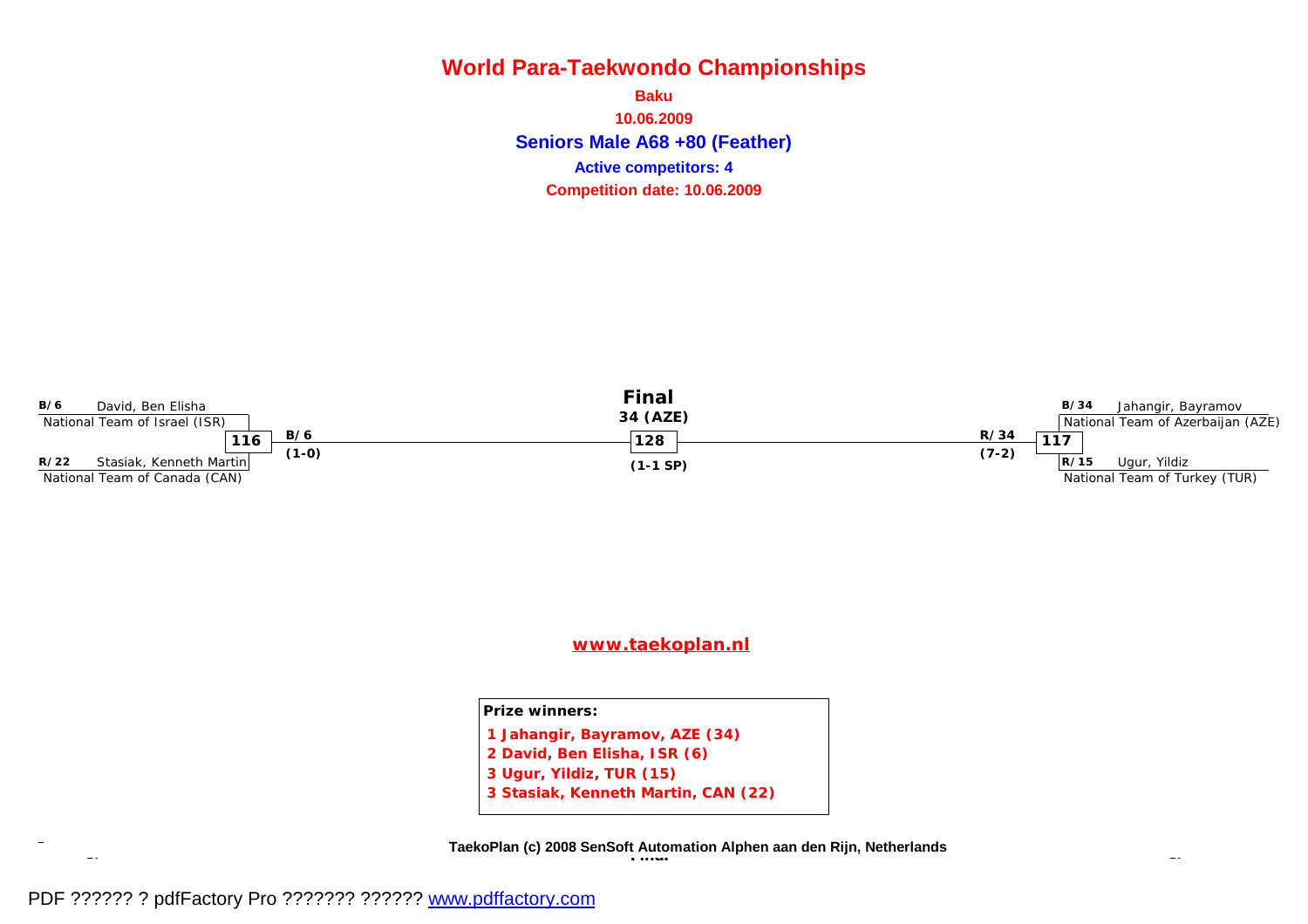# World Para-Taekwondo Championships

**Baku**

**10.06.2009**

## Seniors Male A68 +80 (Feather)

**Active competitors: 4**

**Competition date: 10.06.2009**

**B/6** David, Ben Elisha
National Team of Israel (ISR)

**116** — **B/6** **(1-0)**

**R/22** Stasiak, Kenneth Martin
National Team of Canada (CAN)

**Final**

**34 (AZE)**

**128**

**(1-1 SP)**

**B/34** Jahangir, Bayramov
National Team of Azerbaijan (AZE)

**117** — **R/34** **(7-2)**

**R/15** Ugur, Yildiz
National Team of Turkey (TUR)

**www.taekoplan.nl**

**Prize winners:**

1. **Jahangir, Bayramov, AZE (34)**
2. **David, Ben Elisha, ISR (6)**
3. **Ugur, Yildiz, TUR (15)**
3. **Stasiak, Kenneth Martin, CAN (22)**

TaekoPlan (c) 2008 SenSoft Automation Alphen aan den Rijn, Netherlands